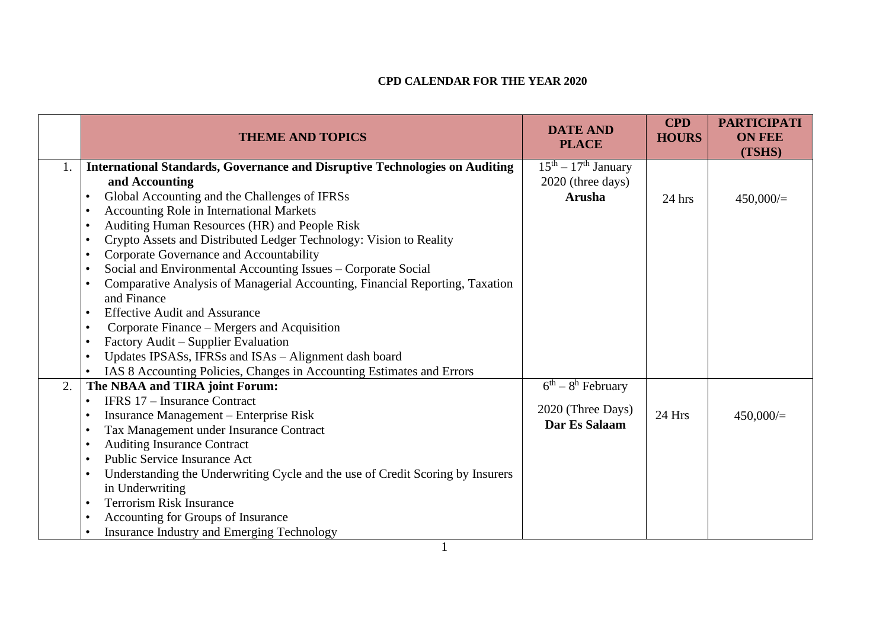**CPD CALENDAR FOR THE YEAR 2020**

| | THEME AND TOPICS | DATE AND PLACE | CPD HOURS | PARTICIPATION FEE (TSHS) |
|---|---|---|---|---|
| 1. | **International Standards, Governance and Disruptive Technologies on Auditing and Accounting**<br>• Global Accounting and the Challenges of IFRSs<br>• Accounting Role in International Markets<br>• Auditing Human Resources (HR) and People Risk<br>• Crypto Assets and Distributed Ledger Technology: Vision to Reality<br>• Corporate Governance and Accountability<br>• Social and Environmental Accounting Issues – Corporate Social<br>• Comparative Analysis of Managerial Accounting, Financial Reporting, Taxation and Finance<br>• Effective Audit and Assurance<br>• Corporate Finance – Mergers and Acquisition<br>• Factory Audit – Supplier Evaluation<br>• Updates IPSASs, IFRSs and ISAs – Alignment dash board<br>• IAS 8 Accounting Policies, Changes in Accounting Estimates and Errors | 15th – 17th January 2020 (three days) **Arusha** | 24 hrs | 450,000/= |
| 2. | **The NBAA and TIRA joint Forum:**<br>• IFRS 17 – Insurance Contract<br>• Insurance Management – Enterprise Risk<br>• Tax Management under Insurance Contract<br>• Auditing Insurance Contract<br>• Public Service Insurance Act<br>• Understanding the Underwriting Cycle and the use of Credit Scoring by Insurers in Underwriting<br>• Terrorism Risk Insurance<br>• Accounting for Groups of Insurance<br>• Insurance Industry and Emerging Technology | 6th – 8h February 2020 (Three Days) **Dar Es Salaam** | 24 Hrs | 450,000/= |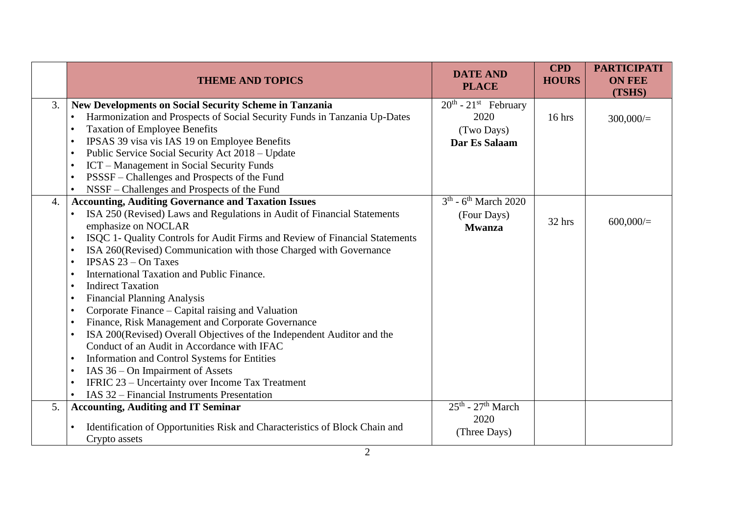| | THEME AND TOPICS | DATE AND PLACE | CPD HOURS | PARTICIPATION FEE (TSHS) |
|---|---|---|---|---|
| 3. | **New Developments on Social Security Scheme in Tanzania**<br>• Harmonization and Prospects of Social Security Funds in Tanzania Up-Dates<br>• Taxation of Employee Benefits<br>• IPSAS 39 visa vis IAS 19 on Employee Benefits<br>• Public Service Social Security Act 2018 – Update<br>• ICT – Management in Social Security Funds<br>• PSSSF – Challenges and Prospects of the Fund<br>• NSSF – Challenges and Prospects of the Fund | 20th - 21st February 2020<br>(Two Days)<br>**Dar Es Salaam** | 16 hrs | 300,000/= |
| 4. | **Accounting, Auditing Governance and Taxation Issues**<br>• ISA 250 (Revised) Laws and Regulations in Audit of Financial Statements emphasize on NOCLAR<br>• ISQC 1- Quality Controls for Audit Firms and Review of Financial Statements<br>• ISA 260(Revised) Communication with those Charged with Governance<br>• IPSAS 23 – On Taxes<br>• International Taxation and Public Finance.<br>• Indirect Taxation<br>• Financial Planning Analysis<br>• Corporate Finance – Capital raising and Valuation<br>• Finance, Risk Management and Corporate Governance<br>• ISA 200(Revised) Overall Objectives of the Independent Auditor and the Conduct of an Audit in Accordance with IFAC<br>• Information and Control Systems for Entities<br>• IAS 36 – On Impairment of Assets<br>• IFRIC 23 – Uncertainty over Income Tax Treatment<br>• IAS 32 – Financial Instruments Presentation | 3th - 6th March 2020<br>(Four Days)<br>**Mwanza** | 32 hrs | 600,000/= |
| 5. | **Accounting, Auditing and IT Seminar**<br>• Identification of Opportunities Risk and Characteristics of Block Chain and Crypto assets | 25th - 27th March 2020<br>(Three Days) | | |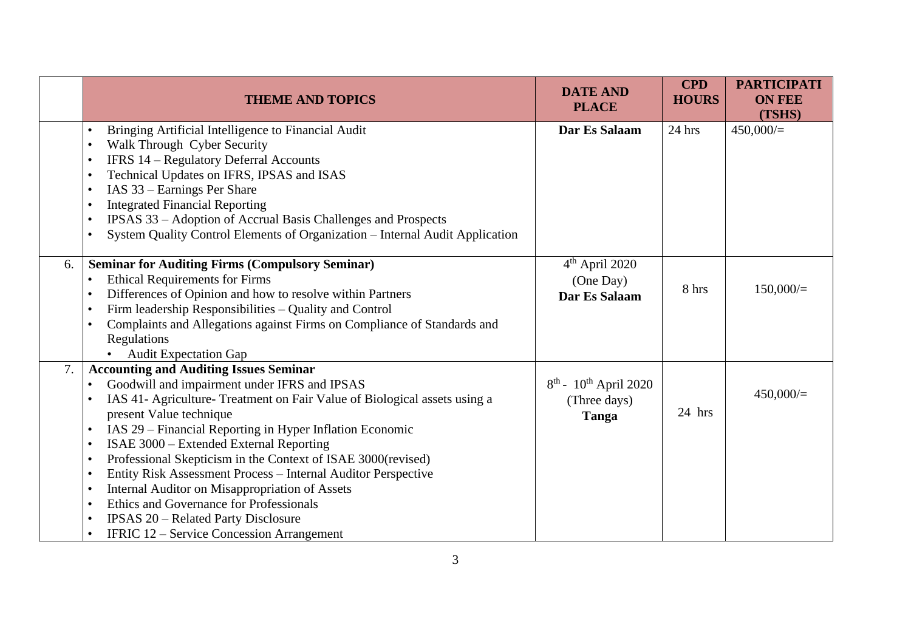| | THEME AND TOPICS | DATE AND PLACE | CPD HOURS | PARTICIPATION FEE (TSHS) |
|---|---|---|---|---|
| | • Bringing Artificial Intelligence to Financial Audit<br>• Walk Through Cyber Security<br>• IFRS 14 – Regulatory Deferral Accounts<br>• Technical Updates on IFRS, IPSAS and ISAS<br>• IAS 33 – Earnings Per Share<br>• Integrated Financial Reporting<br>• IPSAS 33 – Adoption of Accrual Basis Challenges and Prospects<br>• System Quality Control Elements of Organization – Internal Audit Application | **Dar Es Salaam** | 24 hrs | 450,000/= |
| 6. | **Seminar for Auditing Firms (Compulsory Seminar)**<br>• Ethical Requirements for Firms<br>• Differences of Opinion and how to resolve within Partners<br>• Firm leadership Responsibilities – Quality and Control<br>• Complaints and Allegations against Firms on Compliance of Standards and Regulations<br>• Audit Expectation Gap | 4th April 2020<br>(One Day)<br>**Dar Es Salaam** | 8 hrs | 150,000/= |
| 7. | **Accounting and Auditing Issues Seminar**<br>• Goodwill and impairment under IFRS and IPSAS<br>• IAS 41- Agriculture- Treatment on Fair Value of Biological assets using a present Value technique<br>• IAS 29 – Financial Reporting in Hyper Inflation Economic<br>• ISAE 3000 – Extended External Reporting<br>• Professional Skepticism in the Context of ISAE 3000(revised)<br>• Entity Risk Assessment Process – Internal Auditor Perspective<br>• Internal Auditor on Misappropriation of Assets<br>• Ethics and Governance for Professionals<br>• IPSAS 20 – Related Party Disclosure<br>• IFRIC 12 – Service Concession Arrangement | 8th - 10th April 2020<br>(Three days)<br>**Tanga** | 24 hrs | 450,000/= |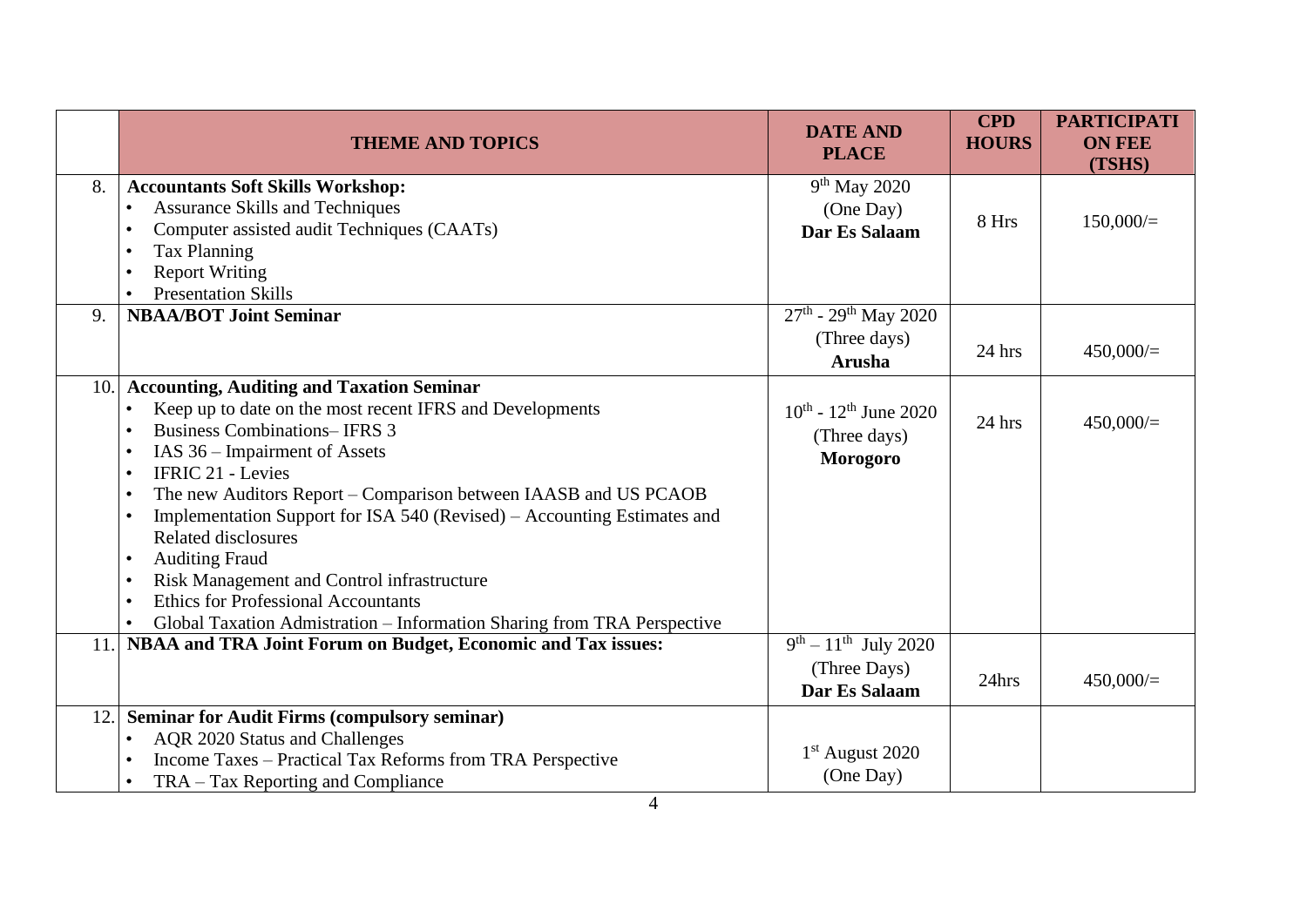| | THEME AND TOPICS | DATE AND PLACE | CPD HOURS | PARTICIPATION FEE (TSHS) |
|---|---|---|---|---|
| 8. | **Accountants Soft Skills Workshop:**<br>• Assurance Skills and Techniques<br>• Computer assisted audit Techniques (CAATs)<br>• Tax Planning<br>• Report Writing<br>• Presentation Skills | 9th May 2020<br>(One Day)<br>**Dar Es Salaam** | 8 Hrs | 150,000/= |
| 9. | **NBAA/BOT Joint Seminar** | 27th - 29th May 2020<br>(Three days)<br>**Arusha** | 24 hrs | 450,000/= |
| 10. | **Accounting, Auditing and Taxation Seminar**<br>• Keep up to date on the most recent IFRS and Developments<br>• Business Combinations– IFRS 3<br>• IAS 36 – Impairment of Assets<br>• IFRIC 21 - Levies<br>• The new Auditors Report – Comparison between IAASB and US PCAOB<br>• Implementation Support for ISA 540 (Revised) – Accounting Estimates and Related disclosures<br>• Auditing Fraud<br>• Risk Management and Control infrastructure<br>• Ethics for Professional Accountants<br>• Global Taxation Admistration – Information Sharing from TRA Perspective | 10th - 12th June 2020<br>(Three days)<br>**Morogoro** | 24 hrs | 450,000/= |
| 11. | **NBAA and TRA Joint Forum on Budget, Economic and Tax issues:** | 9th – 11th July 2020<br>(Three Days)<br>**Dar Es Salaam** | 24hrs | 450,000/= |
| 12. | **Seminar for Audit Firms (compulsory seminar)**<br>• AQR 2020 Status and Challenges<br>• Income Taxes – Practical Tax Reforms from TRA Perspective<br>• TRA – Tax Reporting and Compliance | 1st August 2020<br>(One Day) | | |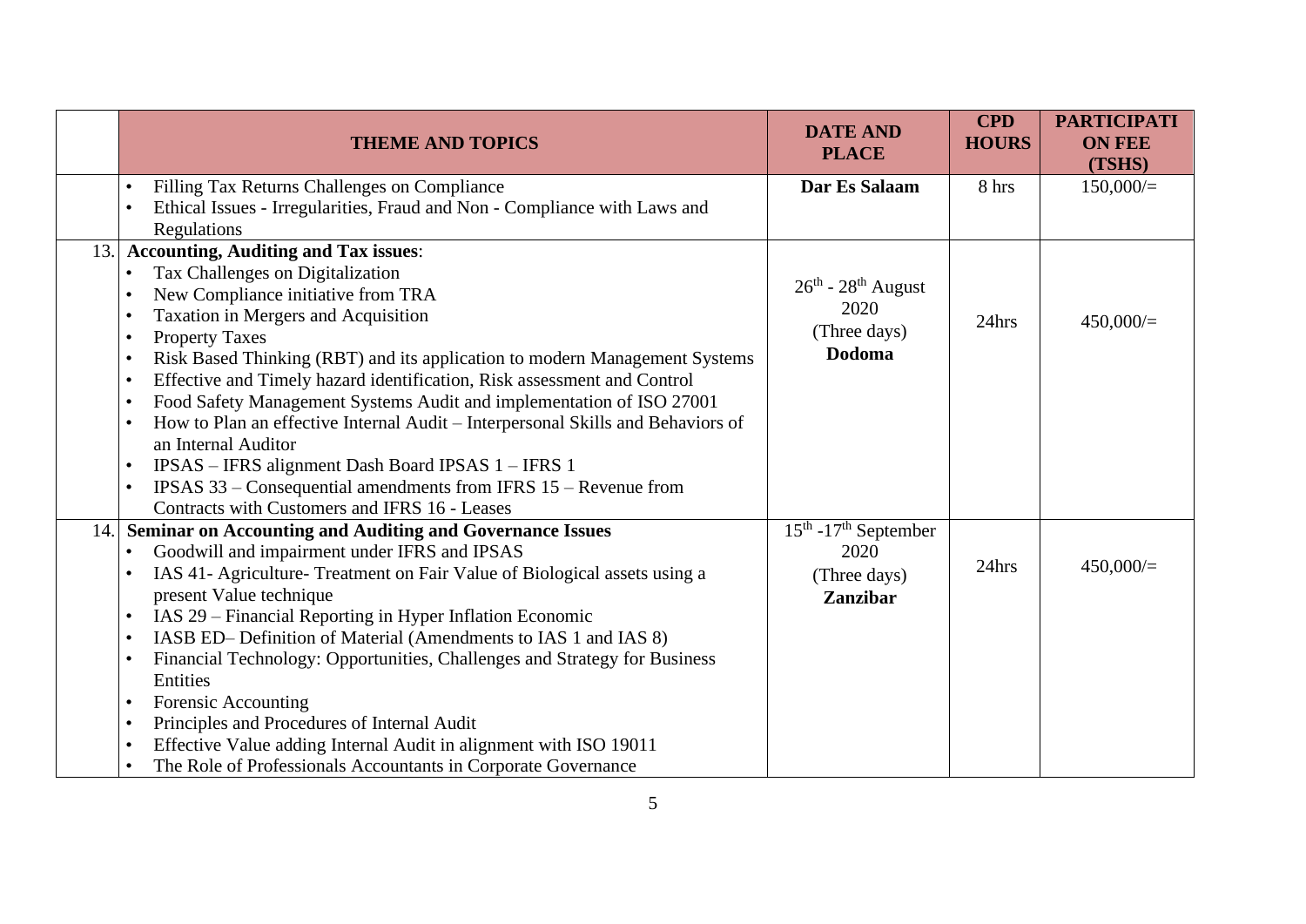| | THEME AND TOPICS | DATE AND PLACE | CPD HOURS | PARTICIPATION FEE (TSHS) |
|---|---|---|---|---|
| | • Filling Tax Returns Challenges on Compliance<br>• Ethical Issues - Irregularities, Fraud and Non - Compliance with Laws and Regulations | **Dar Es Salaam** | 8 hrs | 150,000/= |
| 13. | **Accounting, Auditing and Tax issues**:<br>• Tax Challenges on Digitalization<br>• New Compliance initiative from TRA<br>• Taxation in Mergers and Acquisition<br>• Property Taxes<br>• Risk Based Thinking (RBT) and its application to modern Management Systems<br>• Effective and Timely hazard identification, Risk assessment and Control<br>• Food Safety Management Systems Audit and implementation of ISO 27001<br>• How to Plan an effective Internal Audit – Interpersonal Skills and Behaviors of an Internal Auditor<br>• IPSAS – IFRS alignment Dash Board IPSAS 1 – IFRS 1<br>• IPSAS 33 – Consequential amendments from IFRS 15 – Revenue from Contracts with Customers and IFRS 16 - Leases | 26th - 28th August 2020<br>(Three days)<br>**Dodoma** | 24hrs | 450,000/= |
| 14. | **Seminar on Accounting and Auditing and Governance Issues**<br>• Goodwill and impairment under IFRS and IPSAS<br>• IAS 41- Agriculture- Treatment on Fair Value of Biological assets using a present Value technique<br>• IAS 29 – Financial Reporting in Hyper Inflation Economic<br>• IASB ED– Definition of Material (Amendments to IAS 1 and IAS 8)<br>• Financial Technology: Opportunities, Challenges and Strategy for Business Entities<br>• Forensic Accounting<br>• Principles and Procedures of Internal Audit<br>• Effective Value adding Internal Audit in alignment with ISO 19011<br>• The Role of Professionals Accountants in Corporate Governance | 15th -17th September 2020<br>(Three days)<br>**Zanzibar** | 24hrs | 450,000/= |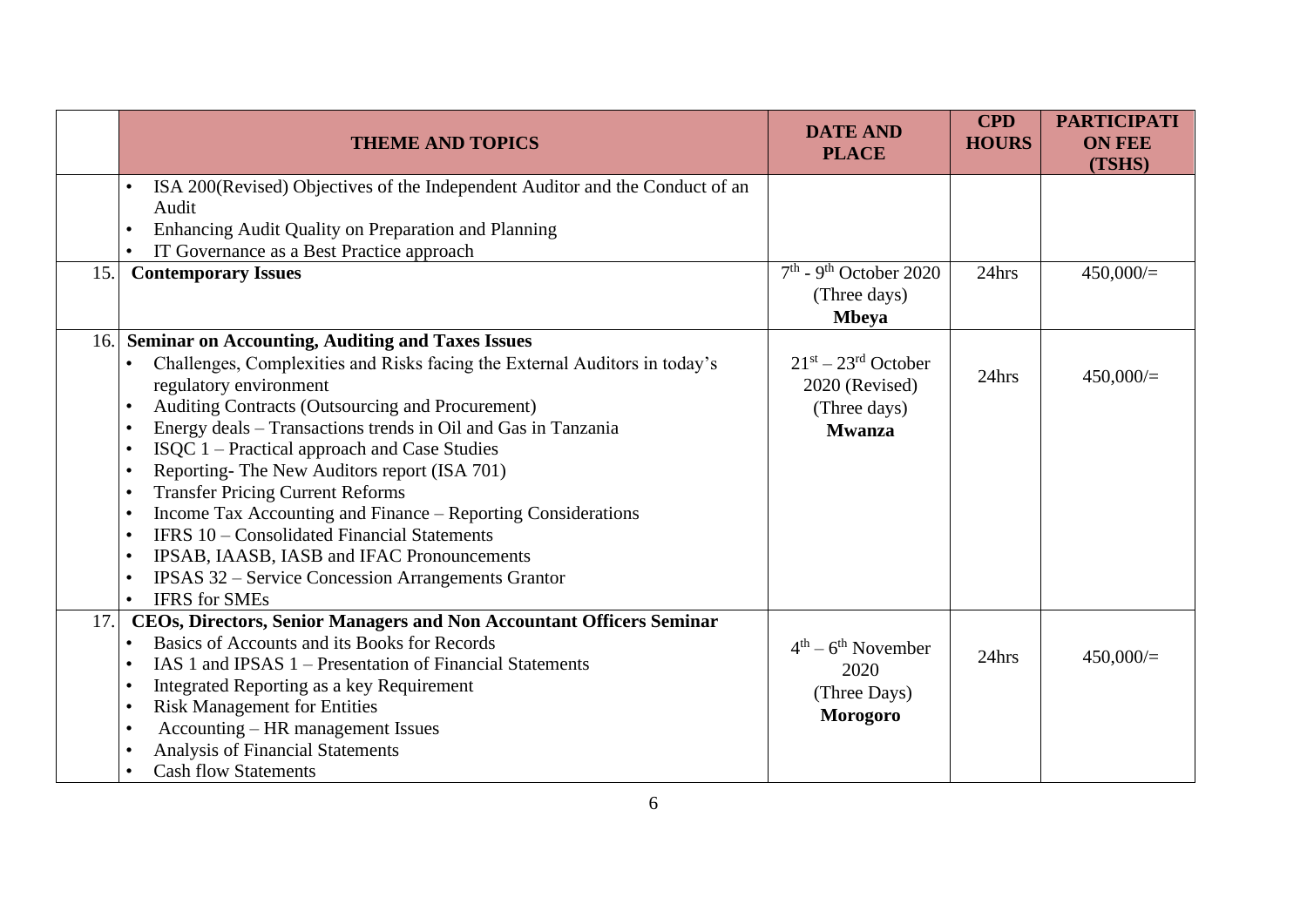| | THEME AND TOPICS | DATE AND PLACE | CPD HOURS | PARTICIPATION FEE (TSHS) |
|---|---|---|---|---|
| | • ISA 200(Revised) Objectives of the Independent Auditor and the Conduct of an Audit<br>• Enhancing Audit Quality on Preparation and Planning<br>• IT Governance as a Best Practice approach | | | |
| 15. | **Contemporary Issues** | 7th - 9th October 2020 (Three days) **Mbeya** | 24hrs | 450,000/= |
| 16. | **Seminar on Accounting, Auditing and Taxes Issues**<br>• Challenges, Complexities and Risks facing the External Auditors in today's regulatory environment<br>• Auditing Contracts (Outsourcing and Procurement)<br>• Energy deals – Transactions trends in Oil and Gas in Tanzania<br>• ISQC 1 – Practical approach and Case Studies<br>• Reporting- The New Auditors report (ISA 701)<br>• Transfer Pricing Current Reforms<br>• Income Tax Accounting and Finance – Reporting Considerations<br>• IFRS 10 – Consolidated Financial Statements<br>• IPSAB, IAASB, IASB and IFAC Pronouncements<br>• IPSAS 32 – Service Concession Arrangements Grantor<br>• IFRS for SMEs | 21st – 23rd October 2020 (Revised) (Three days) **Mwanza** | 24hrs | 450,000/= |
| 17. | **CEOs, Directors, Senior Managers and Non Accountant Officers Seminar**<br>• Basics of Accounts and its Books for Records<br>• IAS 1 and IPSAS 1 – Presentation of Financial Statements<br>• Integrated Reporting as a key Requirement<br>• Risk Management for Entities<br>• Accounting – HR management Issues<br>• Analysis of Financial Statements<br>• Cash flow Statements | 4th – 6th November 2020 (Three Days) **Morogoro** | 24hrs | 450,000/= |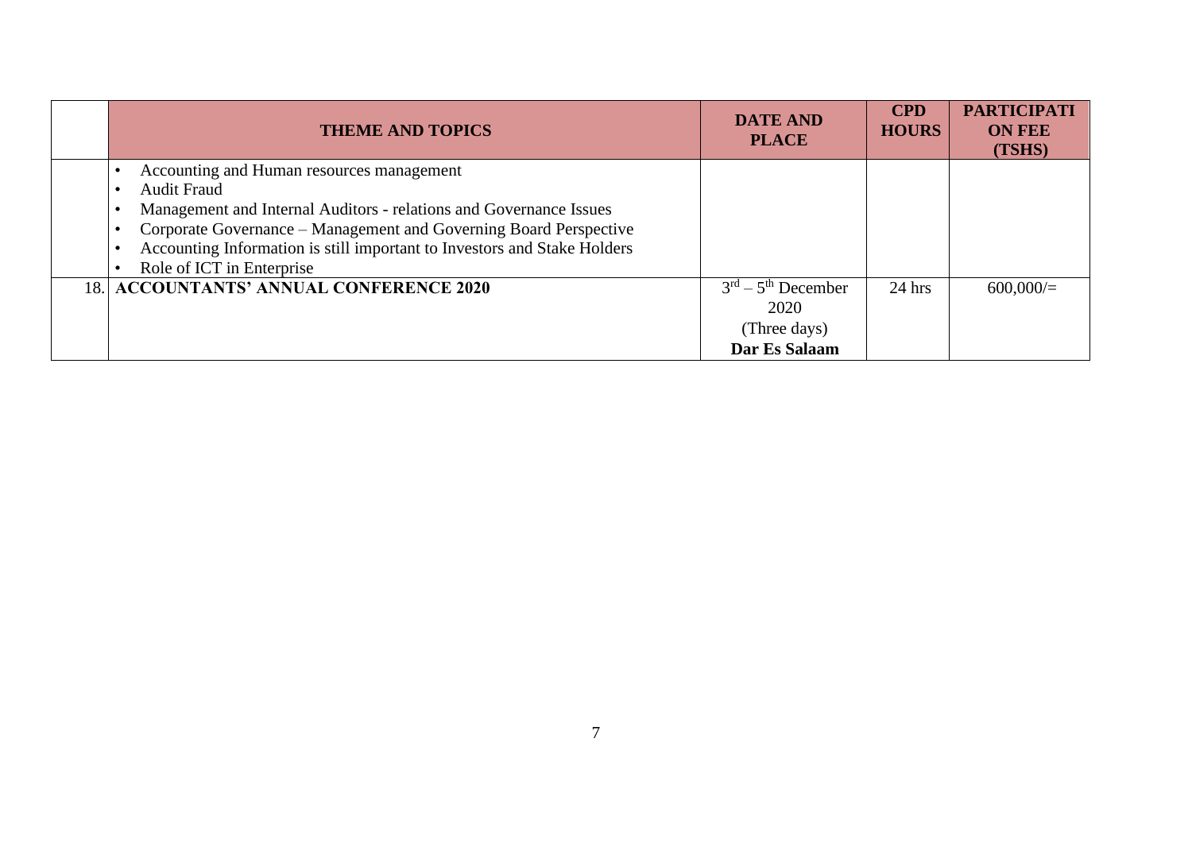| | THEME AND TOPICS | DATE AND PLACE | CPD HOURS | PARTICIPATION FEE (TSHS) |
|---|---|---|---|---|
| | • Accounting and Human resources management<br>• Audit Fraud<br>• Management and Internal Auditors - relations and Governance Issues<br>• Corporate Governance – Management and Governing Board Perspective<br>• Accounting Information is still important to Investors and Stake Holders<br>• Role of ICT in Enterprise | | | |
| 18. | **ACCOUNTANTS' ANNUAL CONFERENCE 2020** | $3^{rd}$ – $5^{th}$ December 2020 (Three days) **Dar Es Salaam** | 24 hrs | 600,000/= |